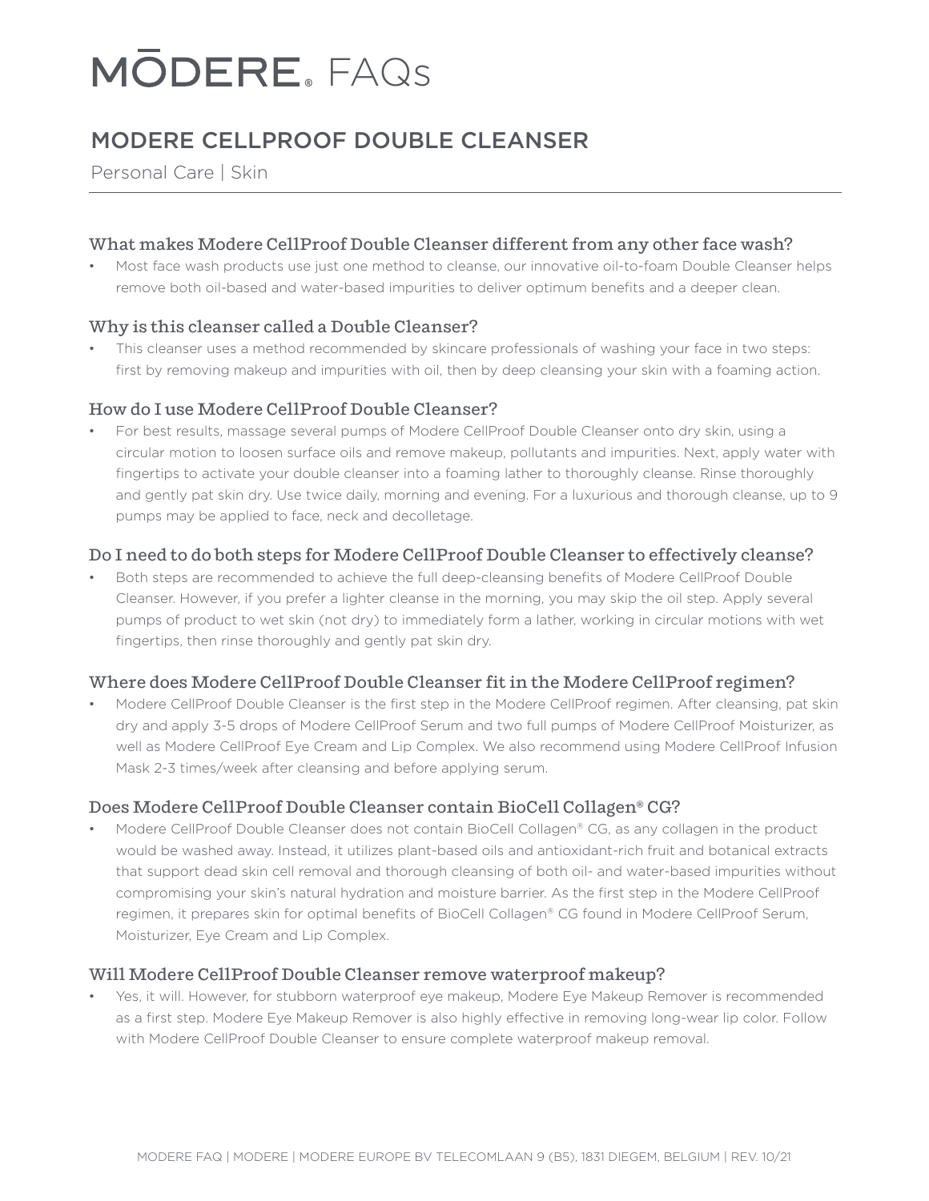# MŌDERE FAQs

## MODERE CELLPROOF DOUBLE CLEANSER

Personal Care | Skin

### What makes Modere CellProof Double Cleanser different from any other face wash?

- Most face wash products use just one method to cleanse, our innovative oil-to-foam Double Cleanser helps remove both oil-based and water-based impurities to deliver optimum benefits and a deeper clean.

### Why is this cleanser called a Double Cleanser?

- This cleanser uses a method recommended by skincare professionals of washing your face in two steps: first by removing makeup and impurities with oil, then by deep cleansing your skin with a foaming action.

### How do I use Modere CellProof Double Cleanser?

- For best results, massage several pumps of Modere CellProof Double Cleanser onto dry skin, using a circular motion to loosen surface oils and remove makeup, pollutants and impurities. Next, apply water with fingertips to activate your double cleanser into a foaming lather to thoroughly cleanse. Rinse thoroughly and gently pat skin dry. Use twice daily, morning and evening. For a luxurious and thorough cleanse, up to 9 pumps may be applied to face, neck and decolletage.

### Do I need to do both steps for Modere CellProof Double Cleanser to effectively cleanse?

- Both steps are recommended to achieve the full deep-cleansing benefits of Modere CellProof Double Cleanser. However, if you prefer a lighter cleanse in the morning, you may skip the oil step. Apply several pumps of product to wet skin (not dry) to immediately form a lather, working in circular motions with wet fingertips, then rinse thoroughly and gently pat skin dry.

### Where does Modere CellProof Double Cleanser fit in the Modere CellProof regimen?

- Modere CellProof Double Cleanser is the first step in the Modere CellProof regimen. After cleansing, pat skin dry and apply 3-5 drops of Modere CellProof Serum and two full pumps of Modere CellProof Moisturizer, as well as Modere CellProof Eye Cream and Lip Complex. We also recommend using Modere CellProof Infusion Mask 2-3 times/week after cleansing and before applying serum.

### Does Modere CellProof Double Cleanser contain BioCell Collagen® CG?

- Modere CellProof Double Cleanser does not contain BioCell Collagen® CG, as any collagen in the product would be washed away. Instead, it utilizes plant-based oils and antioxidant-rich fruit and botanical extracts that support dead skin cell removal and thorough cleansing of both oil- and water-based impurities without compromising your skin's natural hydration and moisture barrier. As the first step in the Modere CellProof regimen, it prepares skin for optimal benefits of BioCell Collagen® CG found in Modere CellProof Serum, Moisturizer, Eye Cream and Lip Complex.

### Will Modere CellProof Double Cleanser remove waterproof makeup?

- Yes, it will. However, for stubborn waterproof eye makeup, Modere Eye Makeup Remover is recommended as a first step. Modere Eye Makeup Remover is also highly effective in removing long-wear lip color. Follow with Modere CellProof Double Cleanser to ensure complete waterproof makeup removal.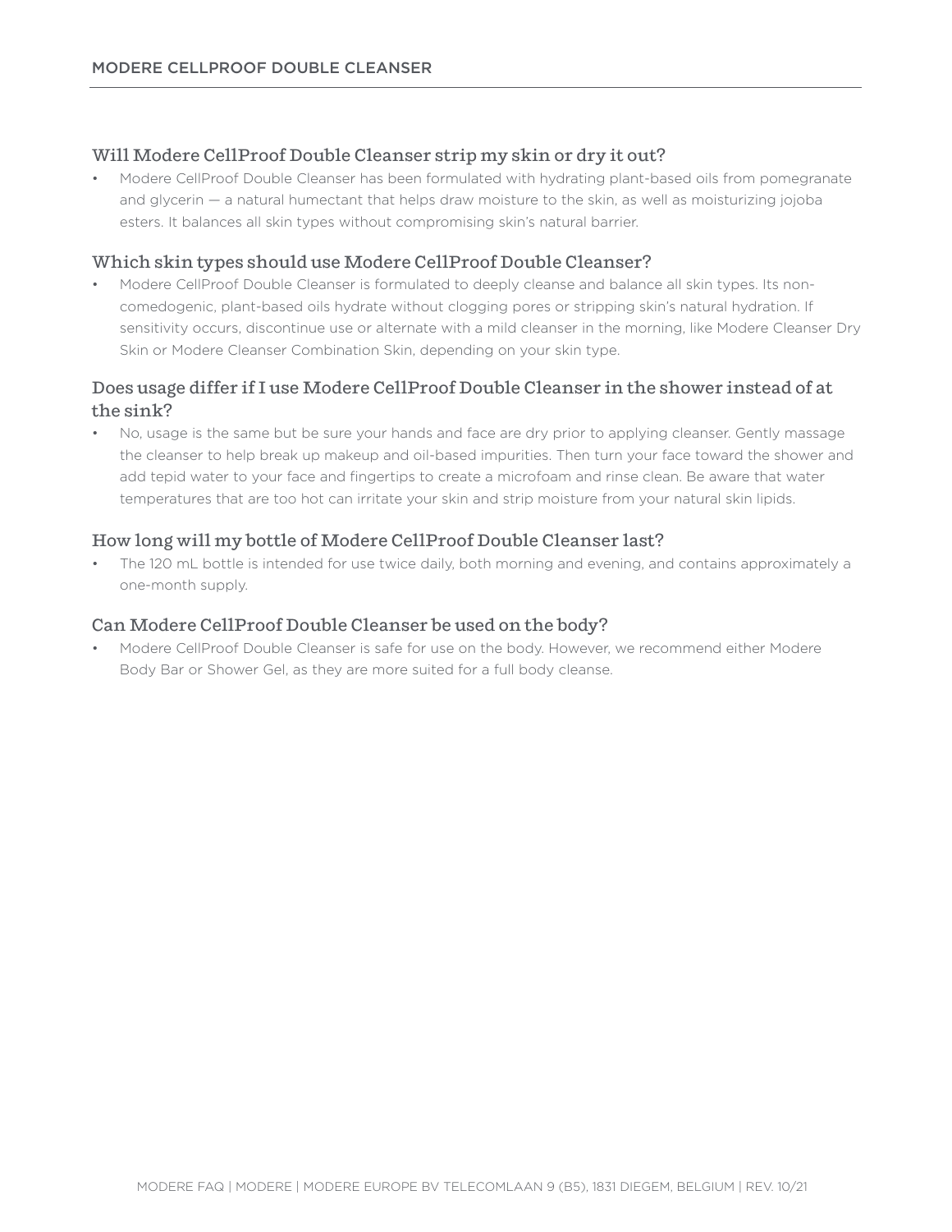## Will Modere CellProof Double Cleanser strip my skin or dry it out?

- Modere CellProof Double Cleanser has been formulated with hydrating plant-based oils from pomegranate and glycerin — a natural humectant that helps draw moisture to the skin, as well as moisturizing jojoba esters. It balances all skin types without compromising skin's natural barrier.

## Which skin types should use Modere CellProof Double Cleanser?

- Modere CellProof Double Cleanser is formulated to deeply cleanse and balance all skin types. Its non-comedogenic, plant-based oils hydrate without clogging pores or stripping skin's natural hydration. If sensitivity occurs, discontinue use or alternate with a mild cleanser in the morning, like Modere Cleanser Dry Skin or Modere Cleanser Combination Skin, depending on your skin type.

## Does usage differ if I use Modere CellProof Double Cleanser in the shower instead of at the sink?

- No, usage is the same but be sure your hands and face are dry prior to applying cleanser. Gently massage the cleanser to help break up makeup and oil-based impurities. Then turn your face toward the shower and add tepid water to your face and fingertips to create a microfoam and rinse clean. Be aware that water temperatures that are too hot can irritate your skin and strip moisture from your natural skin lipids.

## How long will my bottle of Modere CellProof Double Cleanser last?

- The 120 mL bottle is intended for use twice daily, both morning and evening, and contains approximately a one-month supply.

## Can Modere CellProof Double Cleanser be used on the body?

- Modere CellProof Double Cleanser is safe for use on the body. However, we recommend either Modere Body Bar or Shower Gel, as they are more suited for a full body cleanse.